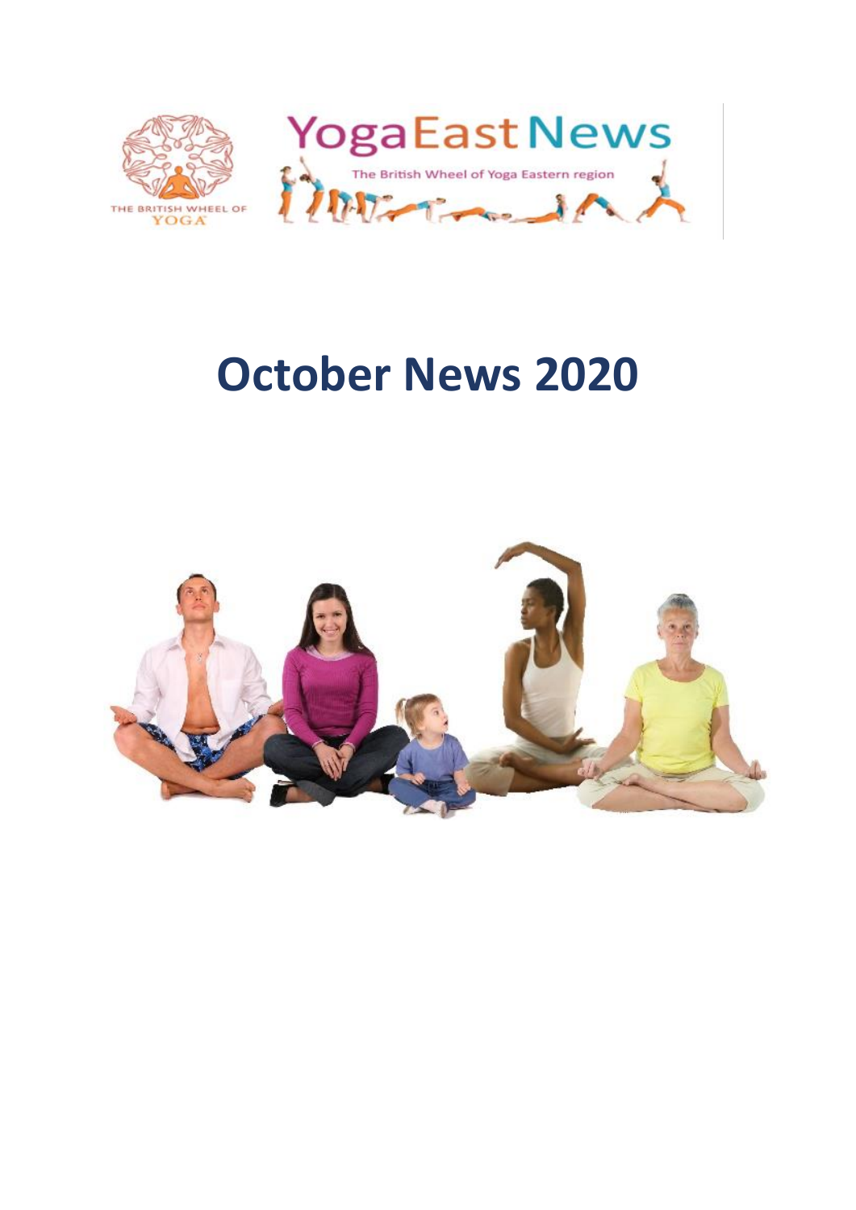THE BRITISH WHEEL OF YOGA

YogaEast News

The British Wheel of Yoga Eastern region

# October News 2020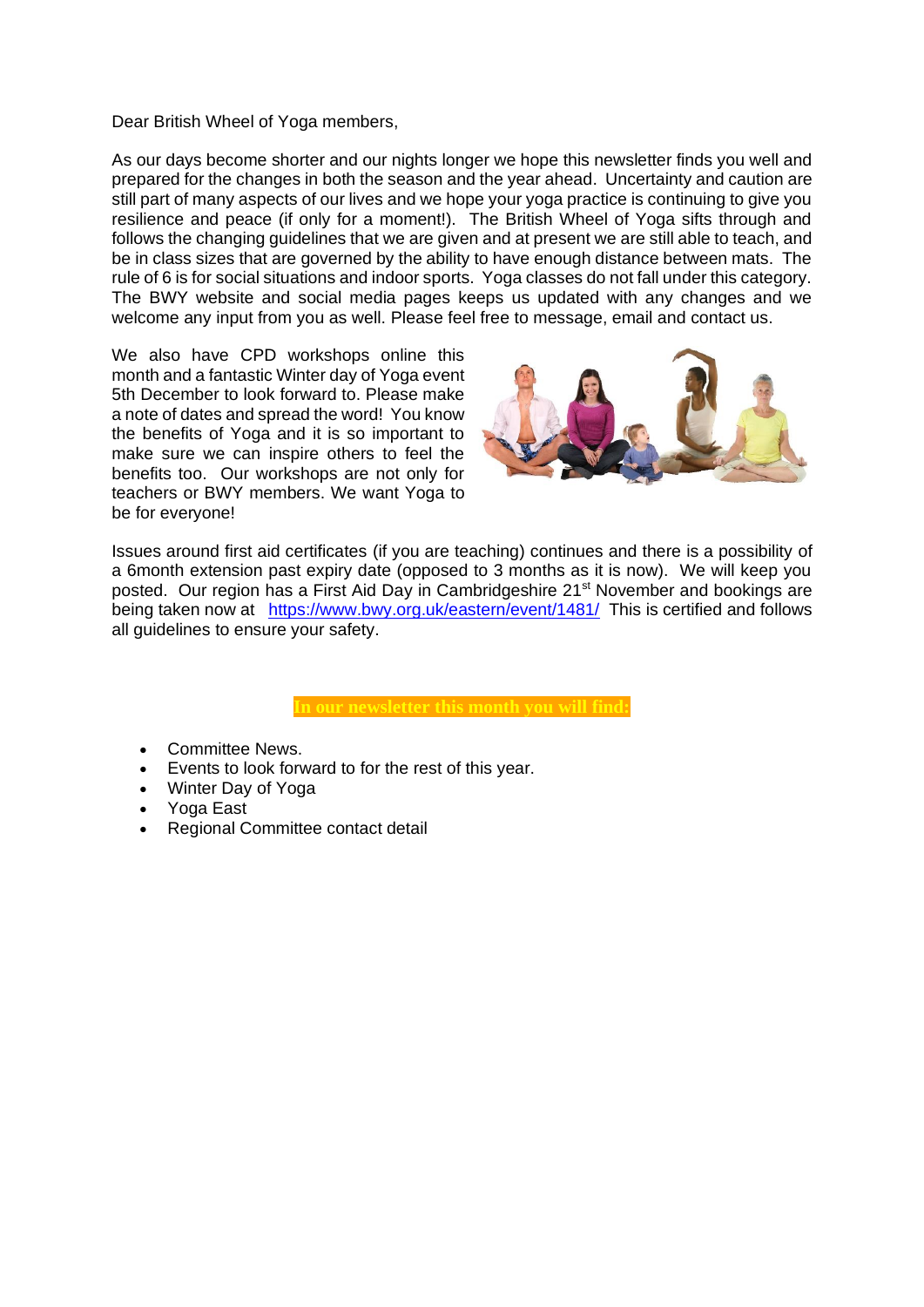Dear British Wheel of Yoga members,

As our days become shorter and our nights longer we hope this newsletter finds you well and prepared for the changes in both the season and the year ahead. Uncertainty and caution are still part of many aspects of our lives and we hope your yoga practice is continuing to give you resilience and peace (if only for a moment!). The British Wheel of Yoga sifts through and follows the changing guidelines that we are given and at present we are still able to teach, and be in class sizes that are governed by the ability to have enough distance between mats. The rule of 6 is for social situations and indoor sports. Yoga classes do not fall under this category. The BWY website and social media pages keeps us updated with any changes and we welcome any input from you as well. Please feel free to message, email and contact us.

We also have CPD workshops online this month and a fantastic Winter day of Yoga event 5th December to look forward to. Please make a note of dates and spread the word! You know the benefits of Yoga and it is so important to make sure we can inspire others to feel the benefits too. Our workshops are not only for teachers or BWY members. We want Yoga to be for everyone!

Issues around first aid certificates (if you are teaching) continues and there is a possibility of a 6month extension past expiry date (opposed to 3 months as it is now). We will keep you posted. Our region has a First Aid Day in Cambridgeshire 21st November and bookings are being taken now at https://www.bwy.org.uk/eastern/event/1481/ This is certified and follows all guidelines to ensure your safety.

**In our newsletter this month you will find:**

- Committee News.
- Events to look forward to for the rest of this year.
- Winter Day of Yoga
- Yoga East
- Regional Committee contact detail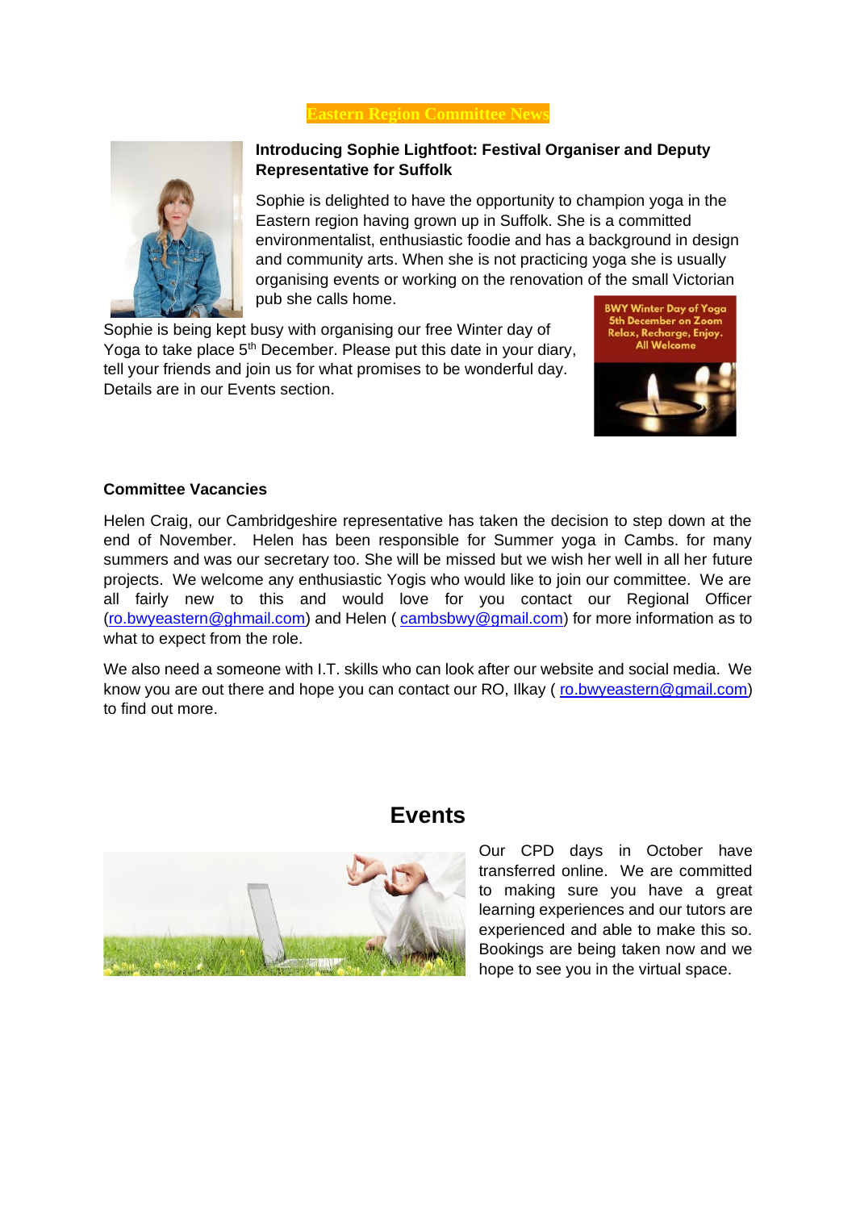## Eastern Region Committee News

**Introducing Sophie Lightfoot: Festival Organiser and Deputy Representative for Suffolk**

Sophie is delighted to have the opportunity to champion yoga in the Eastern region having grown up in Suffolk. She is a committed environmentalist, enthusiastic foodie and has a background in design and community arts. When she is not practicing yoga she is usually organising events or working on the renovation of the small Victorian pub she calls home.

Sophie is being kept busy with organising our free Winter day of Yoga to take place 5th December. Please put this date in your diary, tell your friends and join us for what promises to be wonderful day. Details are in our Events section.

**Committee Vacancies**

Helen Craig, our Cambridgeshire representative has taken the decision to step down at the end of November. Helen has been responsible for Summer yoga in Cambs. for many summers and was our secretary too. She will be missed but we wish her well in all her future projects. We welcome any enthusiastic Yogis who would like to join our committee. We are all fairly new to this and would love for you contact our Regional Officer (ro.bwyeastern@ghmail.com) and Helen ( cambsbwy@gmail.com) for more information as to what to expect from the role.

We also need a someone with I.T. skills who can look after our website and social media. We know you are out there and hope you can contact our RO, Ilkay ( ro.bwyeastern@gmail.com) to find out more.

## Events

Our CPD days in October have transferred online. We are committed to making sure you have a great learning experiences and our tutors are experienced and able to make this so. Bookings are being taken now and we hope to see you in the virtual space.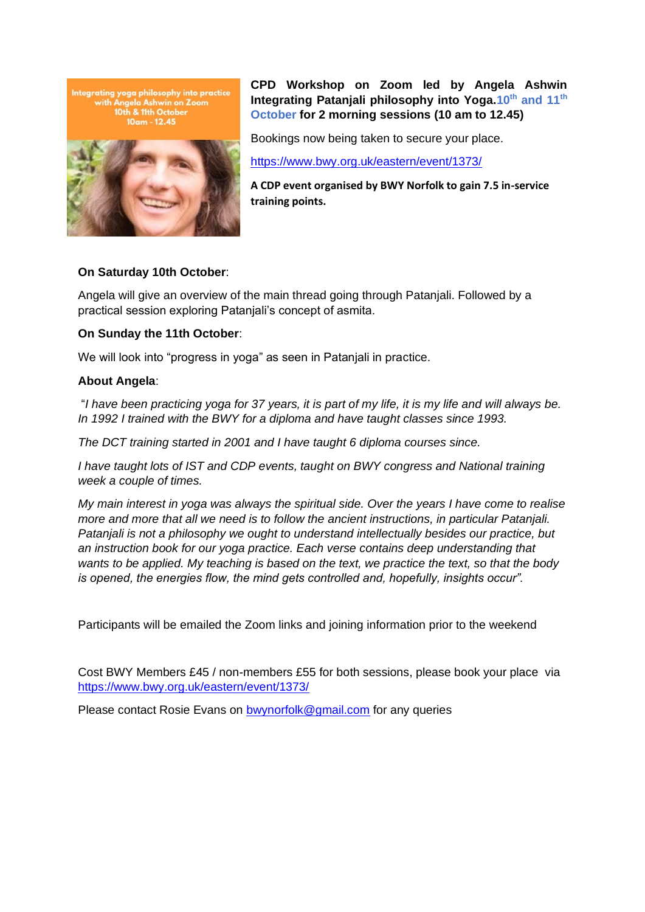**CPD Workshop on Zoom led by Angela Ashwin Integrating Patanjali philosophy into Yoga. 10th and 11th October for 2 morning sessions (10 am to 12.45)**

Bookings now being taken to secure your place.

https://www.bwy.org.uk/eastern/event/1373/

**A CDP event organised by BWY Norfolk to gain 7.5 in-service training points.**

**On Saturday 10th October**:

Angela will give an overview of the main thread going through Patanjali. Followed by a practical session exploring Patanjali's concept of asmita.

**On Sunday the 11th October**:

We will look into "progress in yoga" as seen in Patanjali in practice.

**About Angela**:

"*I have been practicing yoga for 37 years, it is part of my life, it is my life and will always be. In 1992 I trained with the BWY for a diploma and have taught classes since 1993.*

*The DCT training started in 2001 and I have taught 6 diploma courses since.*

*I have taught lots of IST and CDP events, taught on BWY congress and National training week a couple of times.*

*My main interest in yoga was always the spiritual side. Over the years I have come to realise more and more that all we need is to follow the ancient instructions, in particular Patanjali. Patanjali is not a philosophy we ought to understand intellectually besides our practice, but an instruction book for our yoga practice. Each verse contains deep understanding that wants to be applied. My teaching is based on the text, we practice the text, so that the body is opened, the energies flow, the mind gets controlled and, hopefully, insights occur".*

Participants will be emailed the Zoom links and joining information prior to the weekend

Cost BWY Members £45 / non-members £55 for both sessions, please book your place via https://www.bwy.org.uk/eastern/event/1373/

Please contact Rosie Evans on bwynorfolk@gmail.com for any queries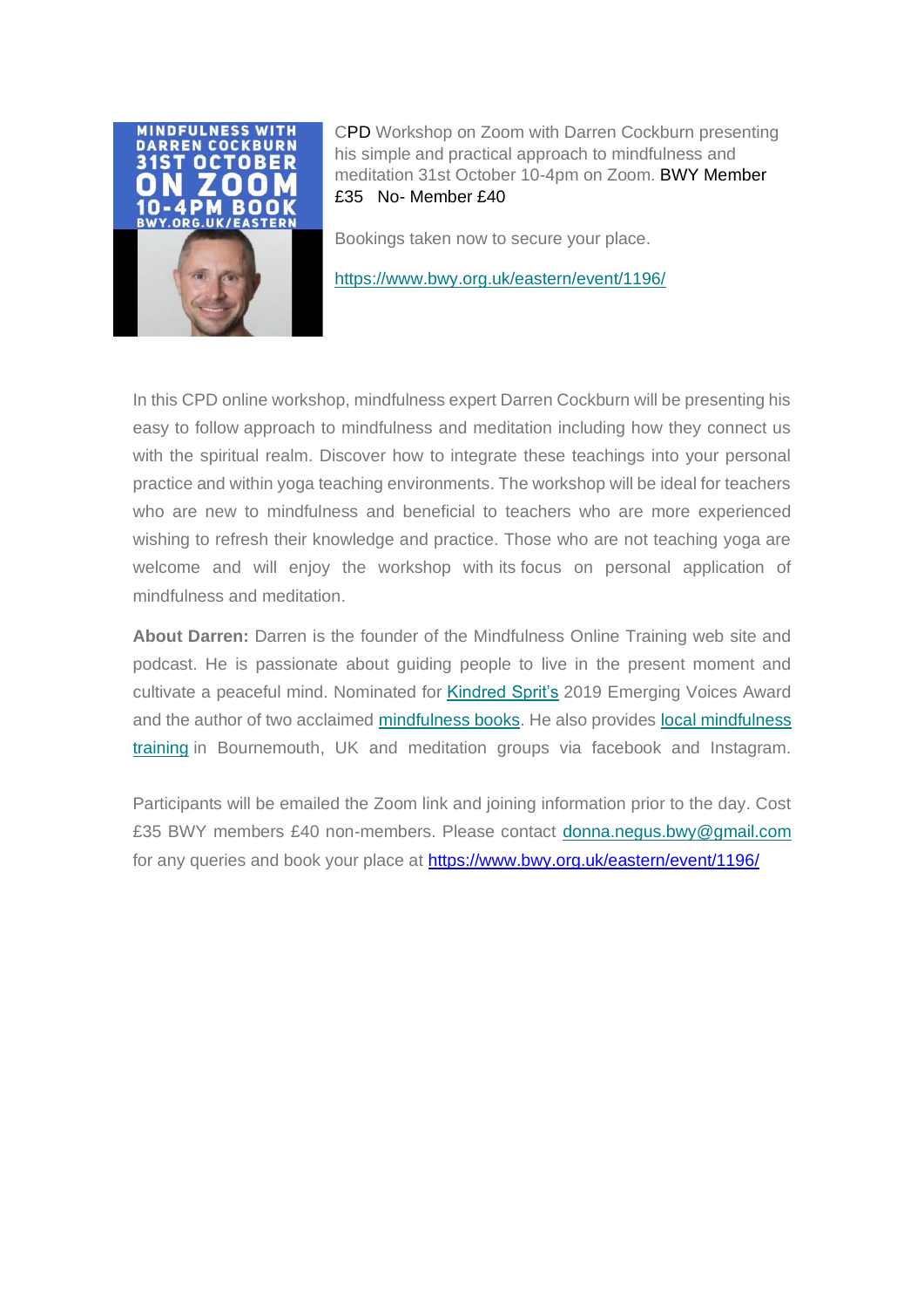CPD Workshop on Zoom with Darren Cockburn presenting his simple and practical approach to mindfulness and meditation 31st October 10-4pm on Zoom. BWY Member £35 No- Member £40

Bookings taken now to secure your place.

https://www.bwy.org.uk/eastern/event/1196/

In this CPD online workshop, mindfulness expert Darren Cockburn will be presenting his easy to follow approach to mindfulness and meditation including how they connect us with the spiritual realm. Discover how to integrate these teachings into your personal practice and within yoga teaching environments. The workshop will be ideal for teachers who are new to mindfulness and beneficial to teachers who are more experienced wishing to refresh their knowledge and practice. Those who are not teaching yoga are welcome and will enjoy the workshop with its focus on personal application of mindfulness and meditation.

**About Darren:** Darren is the founder of the Mindfulness Online Training web site and podcast. He is passionate about guiding people to live in the present moment and cultivate a peaceful mind. Nominated for Kindred Sprit's 2019 Emerging Voices Award and the author of two acclaimed mindfulness books. He also provides local mindfulness training in Bournemouth, UK and meditation groups via facebook and Instagram.

Participants will be emailed the Zoom link and joining information prior to the day. Cost £35 BWY members £40 non-members. Please contact donna.negus.bwy@gmail.com for any queries and book your place at https://www.bwy.org.uk/eastern/event/1196/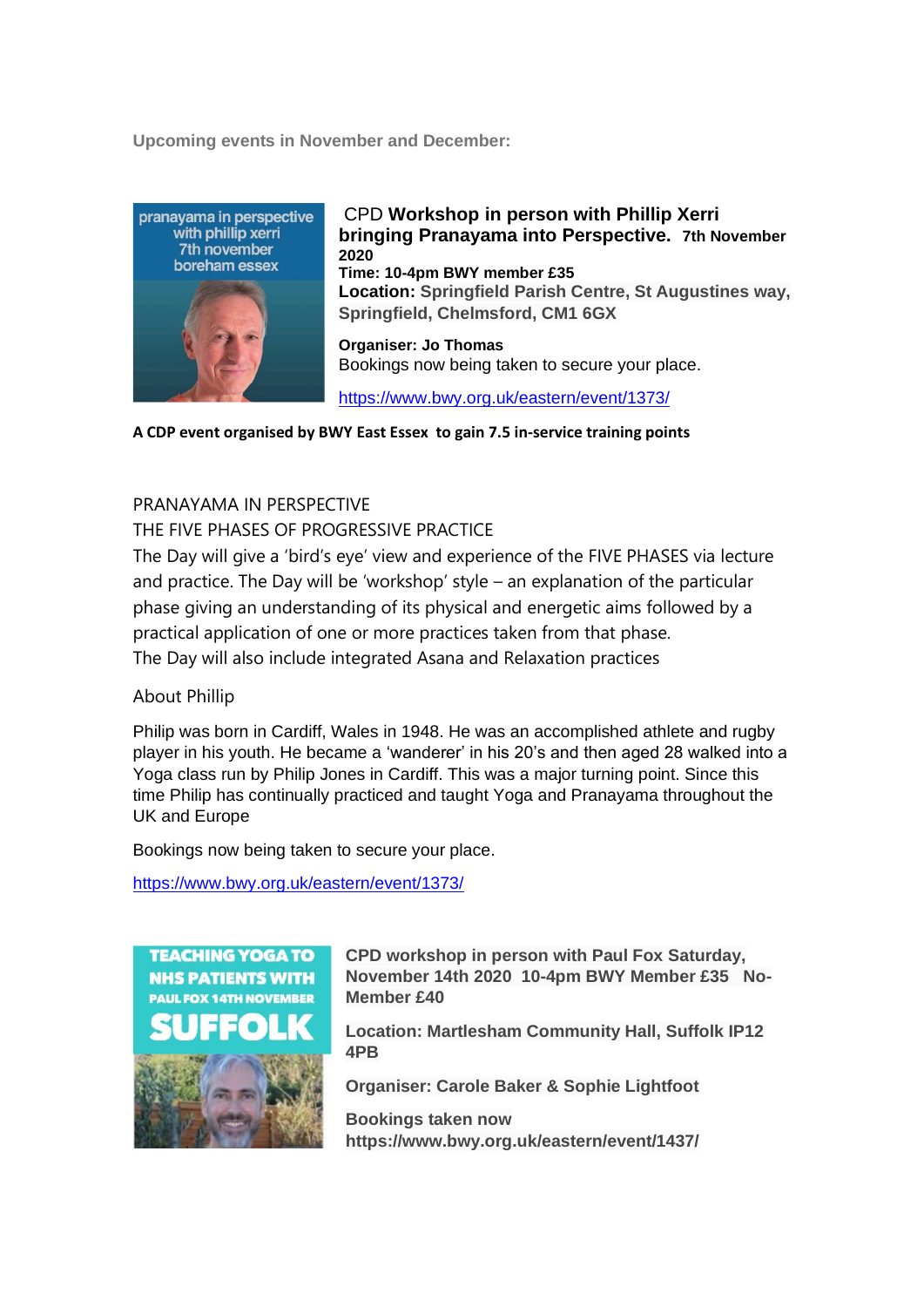**Upcoming events in November and December:**

CPD **Workshop in person with Phillip Xerri bringing Pranayama into Perspective.** **7th November 2020**
**Time: 10-4pm BWY member £35**
**Location: Springfield Parish Centre, St Augustines way, Springfield, Chelmsford, CM1 6GX**

**Organiser: Jo Thomas**
Bookings now being taken to secure your place.

https://www.bwy.org.uk/eastern/event/1373/

**A CDP event organised by BWY East Essex to gain 7.5 in-service training points**

PRANAYAMA IN PERSPECTIVE
THE FIVE PHASES OF PROGRESSIVE PRACTICE
The Day will give a 'bird's eye' view and experience of the FIVE PHASES via lecture and practice. The Day will be 'workshop' style – an explanation of the particular phase giving an understanding of its physical and energetic aims followed by a practical application of one or more practices taken from that phase.
The Day will also include integrated Asana and Relaxation practices

About Phillip

Philip was born in Cardiff, Wales in 1948. He was an accomplished athlete and rugby player in his youth. He became a 'wanderer' in his 20's and then aged 28 walked into a Yoga class run by Philip Jones in Cardiff. This was a major turning point. Since this time Philip has continually practiced and taught Yoga and Pranayama throughout the UK and Europe

Bookings now being taken to secure your place.

https://www.bwy.org.uk/eastern/event/1373/

**CPD workshop in person with Paul Fox Saturday, November 14th 2020 10-4pm BWY Member £35 No-Member £40**

**Location: Martlesham Community Hall, Suffolk IP12 4PB**

**Organiser: Carole Baker & Sophie Lightfoot**

**Bookings taken now**
**https://www.bwy.org.uk/eastern/event/1437/**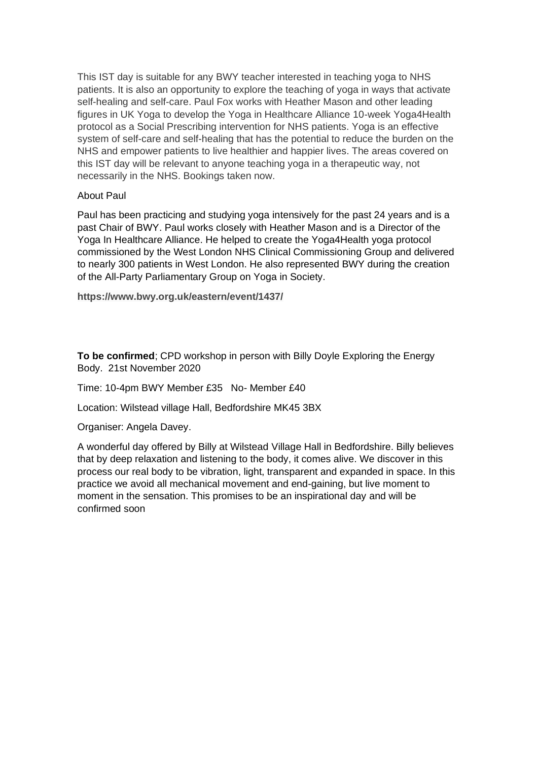This IST day is suitable for any BWY teacher interested in teaching yoga to NHS patients. It is also an opportunity to explore the teaching of yoga in ways that activate self-healing and self-care. Paul Fox works with Heather Mason and other leading figures in UK Yoga to develop the Yoga in Healthcare Alliance 10-week Yoga4Health protocol as a Social Prescribing intervention for NHS patients. Yoga is an effective system of self-care and self-healing that has the potential to reduce the burden on the NHS and empower patients to live healthier and happier lives. The areas covered on this IST day will be relevant to anyone teaching yoga in a therapeutic way, not necessarily in the NHS. Bookings taken now.

About Paul

Paul has been practicing and studying yoga intensively for the past 24 years and is a past Chair of BWY. Paul works closely with Heather Mason and is a Director of the Yoga In Healthcare Alliance. He helped to create the Yoga4Health yoga protocol commissioned by the West London NHS Clinical Commissioning Group and delivered to nearly 300 patients in West London. He also represented BWY during the creation of the All-Party Parliamentary Group on Yoga in Society.

**https://www.bwy.org.uk/eastern/event/1437/**

**To be confirmed**; CPD workshop in person with Billy Doyle Exploring the Energy Body. 21st November 2020

Time: 10-4pm BWY Member £35 No- Member £40

Location: Wilstead village Hall, Bedfordshire MK45 3BX

Organiser: Angela Davey.

A wonderful day offered by Billy at Wilstead Village Hall in Bedfordshire. Billy believes that by deep relaxation and listening to the body, it comes alive. We discover in this process our real body to be vibration, light, transparent and expanded in space. In this practice we avoid all mechanical movement and end-gaining, but live moment to moment in the sensation. This promises to be an inspirational day and will be confirmed soon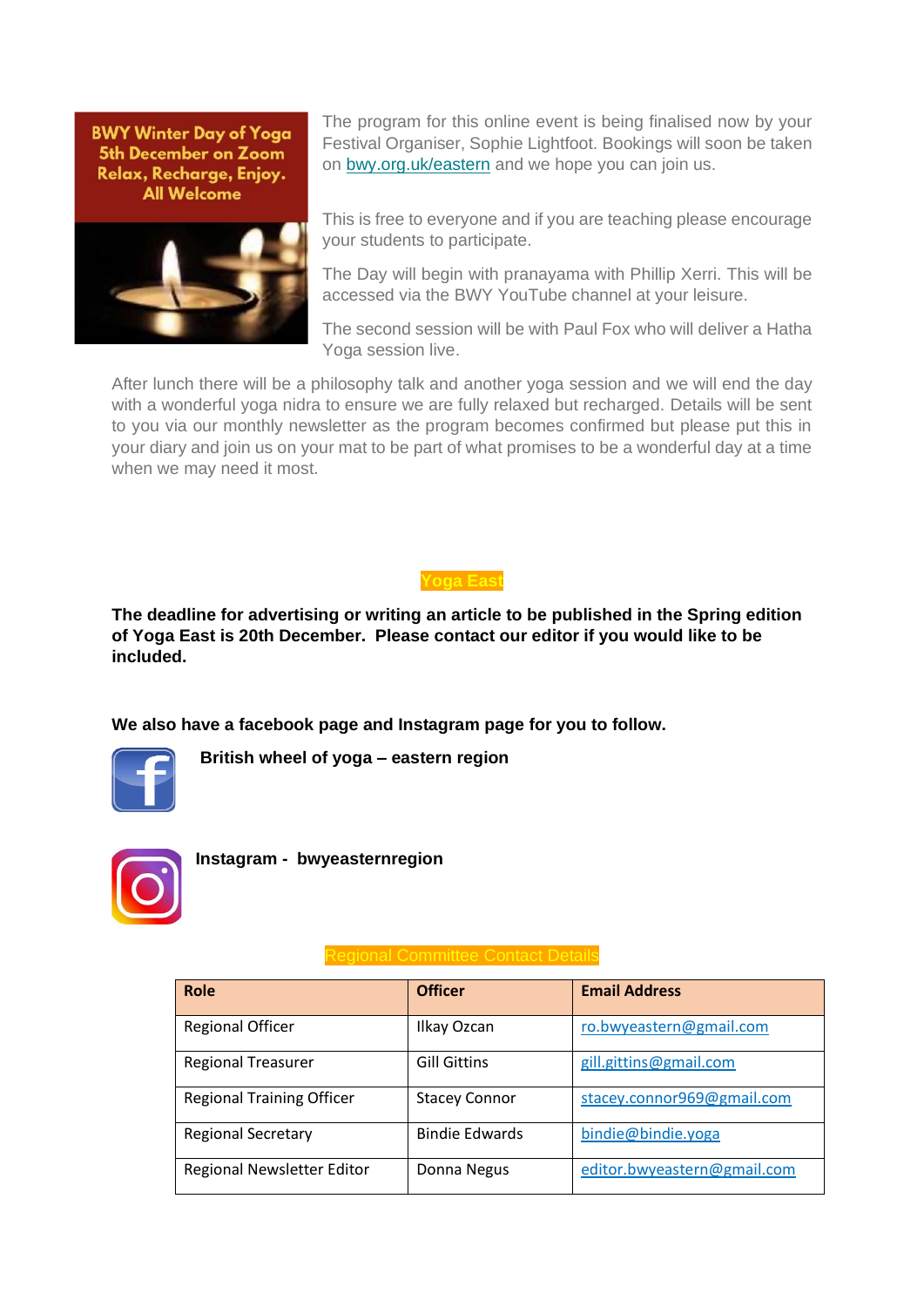BWY Winter Day of Yoga
5th December on Zoom
Relax, Recharge, Enjoy.
All Welcome

The program for this online event is being finalised now by your Festival Organiser, Sophie Lightfoot. Bookings will soon be taken on [bwy.org.uk/eastern](bwy.org.uk/eastern) and we hope you can join us.

This is free to everyone and if you are teaching please encourage your students to participate.

The Day will begin with pranayama with Phillip Xerri. This will be accessed via the BWY YouTube channel at your leisure.

The second session will be with Paul Fox who will deliver a Hatha Yoga session live.

After lunch there will be a philosophy talk and another yoga session and we will end the day with a wonderful yoga nidra to ensure we are fully relaxed but recharged. Details will be sent to you via our monthly newsletter as the program becomes confirmed but please put this in your diary and join us on your mat to be part of what promises to be a wonderful day at a time when we may need it most.

## Yoga East

**The deadline for advertising or writing an article to be published in the Spring edition of Yoga East is 20th December. Please contact our editor if you would like to be included.**

**We also have a facebook page and Instagram page for you to follow.**

**British wheel of yoga – eastern region**

**Instagram - bwyeasternregion**

## Regional Committee Contact Details

| Role | Officer | Email Address |
|---|---|---|
| Regional Officer | Ilkay Ozcan | ro.bwyeastern@gmail.com |
| Regional Treasurer | Gill Gittins | gill.gittins@gmail.com |
| Regional Training Officer | Stacey Connor | stacey.connor969@gmail.com |
| Regional Secretary | Bindie Edwards | bindie@bindie.yoga |
| Regional Newsletter Editor | Donna Negus | editor.bwyeastern@gmail.com |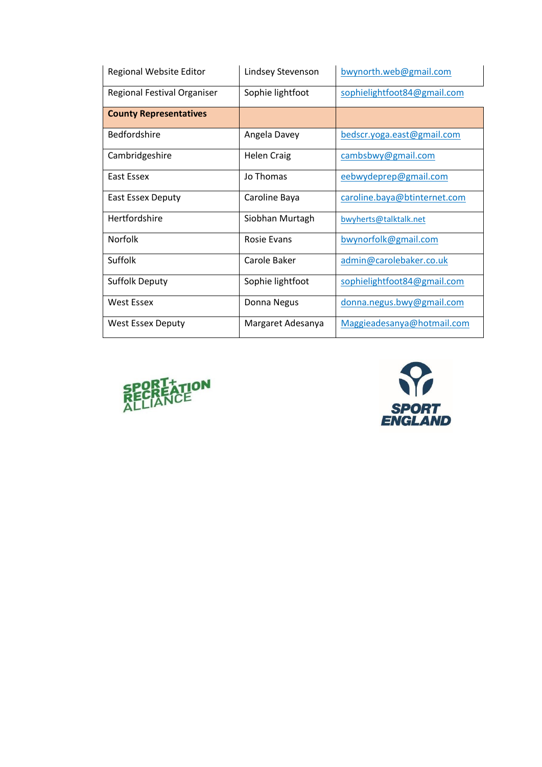| | | |
|---|---|---|
| Regional Website Editor | Lindsey Stevenson | bwynorth.web@gmail.com |
| Regional Festival Organiser | Sophie lightfoot | sophielightfoot84@gmail.com |
| **County Representatives** | | |
| Bedfordshire | Angela Davey | bedscr.yoga.east@gmail.com |
| Cambridgeshire | Helen Craig | cambsbwy@gmail.com |
| East Essex | Jo Thomas | eebwydeprep@gmail.com |
| East Essex Deputy | Caroline Baya | caroline.baya@btinternet.com |
| Hertfordshire | Siobhan Murtagh | bwyherts@talktalk.net |
| Norfolk | Rosie Evans | bwynorfolk@gmail.com |
| Suffolk | Carole Baker | admin@carolebaker.co.uk |
| Suffolk Deputy | Sophie lightfoot | sophielightfoot84@gmail.com |
| West Essex | Donna Negus | donna.negus.bwy@gmail.com |
| West Essex Deputy | Margaret Adesanya | Maggieadesanya@hotmail.com |

SPORT+ RECREATION ALLIANCE

SPORT ENGLAND